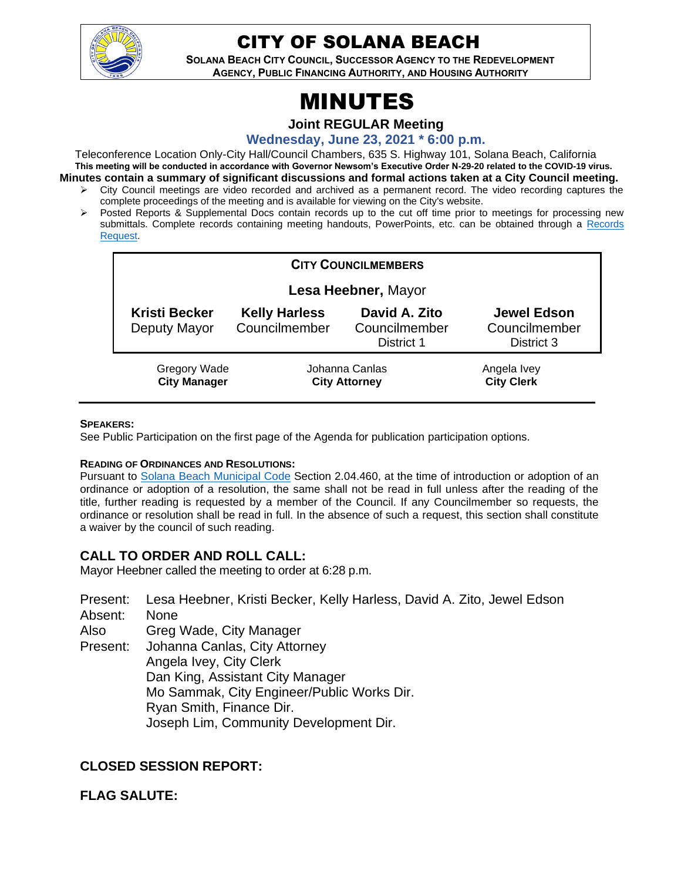# CITY OF SOLANA BEACH

**SOLANA BEACH CITY COUNCIL, SUCCESSOR AGENCY TO THE REDEVELOPMENT AGENCY, PUBLIC FINANCING AUTHORITY, AND HOUSING AUTHORITY**

# MINUTES

**Joint REGULAR Meeting**

**Wednesday, June 23, 2021 * 6:00 p.m.**

Teleconference Location Only-City Hall/Council Chambers, 635 S. Highway 101, Solana Beach, California

**This meeting will be conducted in accordance with Governor Newsom's Executive Order N-29-20 related to the COVID-19 virus.**

**Minutes contain a summary of significant discussions and formal actions taken at a City Council meeting.**

- City Council meetings are video recorded and archived as a permanent record. The video recording captures the complete proceedings of the meeting and is available for viewing on the City's website.
- Posted Reports & Supplemental Docs contain records up to the cut off time prior to meetings for processing new submittals. Complete records containing meeting handouts, PowerPoints, etc. can be obtained through a Records Request.

**CITY COUNCILMEMBERS**

**Lesa Heebner,** Mayor

| **Kristi Becker** Deputy Mayor | **Kelly Harless** Councilmember | **David A. Zito** Councilmember District 1 | **Jewel Edson** Councilmember District 3 |
|---|---|---|---|

| Gregory Wade **City Manager** | Johanna Canlas **City Attorney** | Angela Ivey **City Clerk** |
|---|---|---|

**SPEAKERS:**
See Public Participation on the first page of the Agenda for publication participation options.

**READING OF ORDINANCES AND RESOLUTIONS:**
Pursuant to Solana Beach Municipal Code Section 2.04.460, at the time of introduction or adoption of an ordinance or adoption of a resolution, the same shall not be read in full unless after the reading of the title, further reading is requested by a member of the Council. If any Councilmember so requests, the ordinance or resolution shall be read in full. In the absence of such a request, this section shall constitute a waiver by the council of such reading.

## CALL TO ORDER AND ROLL CALL:

Mayor Heebner called the meeting to order at 6:28 p.m.

Present: Lesa Heebner, Kristi Becker, Kelly Harless, David A. Zito, Jewel Edson
Absent: None
Also Present: Greg Wade, City Manager
Johanna Canlas, City Attorney
Angela Ivey, City Clerk
Dan King, Assistant City Manager
Mo Sammak, City Engineer/Public Works Dir.
Ryan Smith, Finance Dir.
Joseph Lim, Community Development Dir.

## CLOSED SESSION REPORT:

## FLAG SALUTE: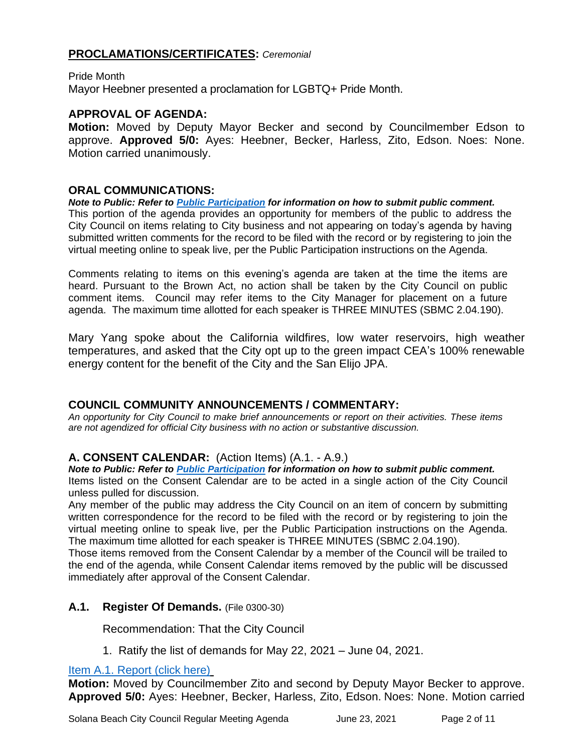## **PROCLAMATIONS/CERTIFICATES:** *Ceremonial*

Pride Month

Mayor Heebner presented a proclamation for LGBTQ+ Pride Month.

## **APPROVAL OF AGENDA:**

**Motion:** Moved by Deputy Mayor Becker and second by Councilmember Edson to approve. **Approved 5/0:** Ayes: Heebner, Becker, Harless, Zito, Edson. Noes: None. Motion carried unanimously.

## **ORAL COMMUNICATIONS:**

***Note to Public: Refer to [Public Participation](#) for information on how to submit public comment.***

This portion of the agenda provides an opportunity for members of the public to address the City Council on items relating to City business and not appearing on today's agenda by having submitted written comments for the record to be filed with the record or by registering to join the virtual meeting online to speak live, per the Public Participation instructions on the Agenda.

Comments relating to items on this evening's agenda are taken at the time the items are heard. Pursuant to the Brown Act, no action shall be taken by the City Council on public comment items. Council may refer items to the City Manager for placement on a future agenda. The maximum time allotted for each speaker is THREE MINUTES (SBMC 2.04.190).

Mary Yang spoke about the California wildfires, low water reservoirs, high weather temperatures, and asked that the City opt up to the green impact CEA's 100% renewable energy content for the benefit of the City and the San Elijo JPA.

## **COUNCIL COMMUNITY ANNOUNCEMENTS / COMMENTARY:**

*An opportunity for City Council to make brief announcements or report on their activities. These items are not agendized for official City business with no action or substantive discussion.*

## **A. CONSENT CALENDAR:** (Action Items) (A.1. - A.9.)

***Note to Public: Refer to [Public Participation](#) for information on how to submit public comment.***

Items listed on the Consent Calendar are to be acted in a single action of the City Council unless pulled for discussion.

Any member of the public may address the City Council on an item of concern by submitting written correspondence for the record to be filed with the record or by registering to join the virtual meeting online to speak live, per the Public Participation instructions on the Agenda. The maximum time allotted for each speaker is THREE MINUTES (SBMC 2.04.190).

Those items removed from the Consent Calendar by a member of the Council will be trailed to the end of the agenda, while Consent Calendar items removed by the public will be discussed immediately after approval of the Consent Calendar.

### **A.1. Register Of Demands.** (File 0300-30)

Recommendation: That the City Council

1. Ratify the list of demands for May 22, 2021 – June 04, 2021.

[Item A.1. Report (click here)](#)

**Motion:** Moved by Councilmember Zito and second by Deputy Mayor Becker to approve. **Approved 5/0:** Ayes: Heebner, Becker, Harless, Zito, Edson. Noes: None. Motion carried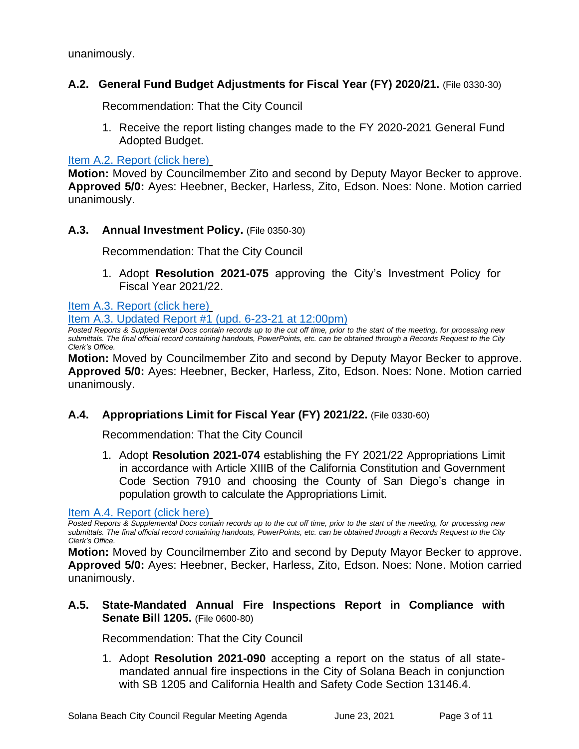unanimously.

### A.2. General Fund Budget Adjustments for Fiscal Year (FY) 2020/21. (File 0330-30)

Recommendation: That the City Council

1. Receive the report listing changes made to the FY 2020-2021 General Fund Adopted Budget.

Item A.2. Report (click here)

**Motion:** Moved by Councilmember Zito and second by Deputy Mayor Becker to approve. **Approved 5/0:** Ayes: Heebner, Becker, Harless, Zito, Edson. Noes: None. Motion carried unanimously.

### A.3. Annual Investment Policy. (File 0350-30)

Recommendation: That the City Council

1. Adopt **Resolution 2021-075** approving the City's Investment Policy for Fiscal Year 2021/22.

Item A.3. Report (click here)

Item A.3. Updated Report #1 (upd. 6-23-21 at 12:00pm)

*Posted Reports & Supplemental Docs contain records up to the cut off time, prior to the start of the meeting, for processing new submittals. The final official record containing handouts, PowerPoints, etc. can be obtained through a Records Request to the City Clerk's Office.*

**Motion:** Moved by Councilmember Zito and second by Deputy Mayor Becker to approve. **Approved 5/0:** Ayes: Heebner, Becker, Harless, Zito, Edson. Noes: None. Motion carried unanimously.

### A.4. Appropriations Limit for Fiscal Year (FY) 2021/22. (File 0330-60)

Recommendation: That the City Council

1. Adopt **Resolution 2021-074** establishing the FY 2021/22 Appropriations Limit in accordance with Article XIIIB of the California Constitution and Government Code Section 7910 and choosing the County of San Diego's change in population growth to calculate the Appropriations Limit.

Item A.4. Report (click here)

*Posted Reports & Supplemental Docs contain records up to the cut off time, prior to the start of the meeting, for processing new submittals. The final official record containing handouts, PowerPoints, etc. can be obtained through a Records Request to the City Clerk's Office.*

**Motion:** Moved by Councilmember Zito and second by Deputy Mayor Becker to approve. **Approved 5/0:** Ayes: Heebner, Becker, Harless, Zito, Edson. Noes: None. Motion carried unanimously.

### A.5. State-Mandated Annual Fire Inspections Report in Compliance with Senate Bill 1205. (File 0600-80)

Recommendation: That the City Council

1. Adopt **Resolution 2021-090** accepting a report on the status of all state-mandated annual fire inspections in the City of Solana Beach in conjunction with SB 1205 and California Health and Safety Code Section 13146.4.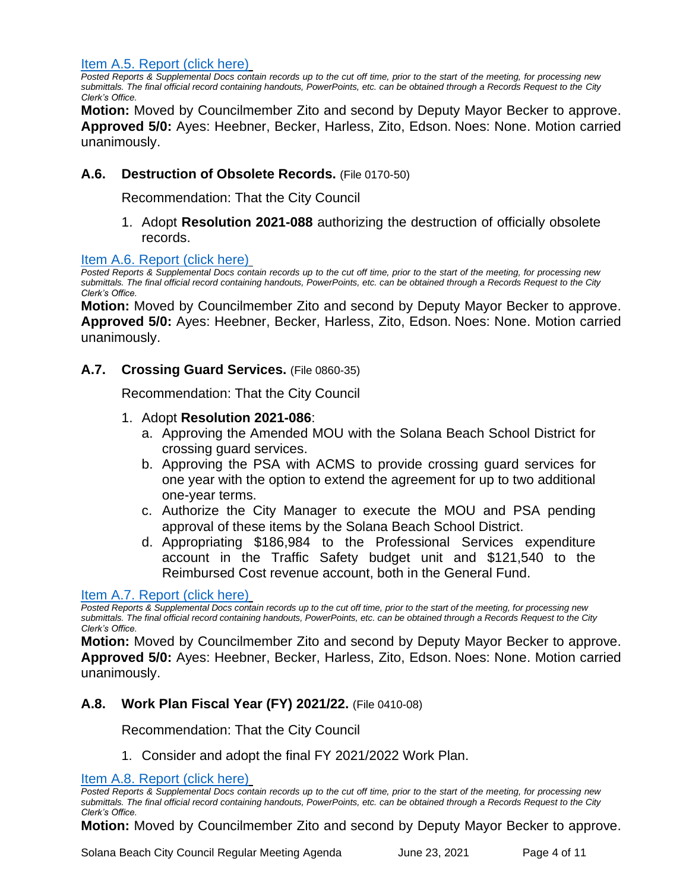[Item A.5. Report (click here)](#)

*Posted Reports & Supplemental Docs contain records up to the cut off time, prior to the start of the meeting, for processing new submittals. The final official record containing handouts, PowerPoints, etc. can be obtained through a Records Request to the City Clerk's Office.*

**Motion:** Moved by Councilmember Zito and second by Deputy Mayor Becker to approve. **Approved 5/0:** Ayes: Heebner, Becker, Harless, Zito, Edson. Noes: None. Motion carried unanimously.

### A.6. Destruction of Obsolete Records. (File 0170-50)

Recommendation: That the City Council

1. Adopt **Resolution 2021-088** authorizing the destruction of officially obsolete records.

[Item A.6. Report (click here)](#)

*Posted Reports & Supplemental Docs contain records up to the cut off time, prior to the start of the meeting, for processing new submittals. The final official record containing handouts, PowerPoints, etc. can be obtained through a Records Request to the City Clerk's Office.*

**Motion:** Moved by Councilmember Zito and second by Deputy Mayor Becker to approve. **Approved 5/0:** Ayes: Heebner, Becker, Harless, Zito, Edson. Noes: None. Motion carried unanimously.

### A.7. Crossing Guard Services. (File 0860-35)

Recommendation: That the City Council

1. Adopt **Resolution 2021-086**:
   a. Approving the Amended MOU with the Solana Beach School District for crossing guard services.
   b. Approving the PSA with ACMS to provide crossing guard services for one year with the option to extend the agreement for up to two additional one-year terms.
   c. Authorize the City Manager to execute the MOU and PSA pending approval of these items by the Solana Beach School District.
   d. Appropriating $186,984 to the Professional Services expenditure account in the Traffic Safety budget unit and $121,540 to the Reimbursed Cost revenue account, both in the General Fund.

[Item A.7. Report (click here)](#)

*Posted Reports & Supplemental Docs contain records up to the cut off time, prior to the start of the meeting, for processing new submittals. The final official record containing handouts, PowerPoints, etc. can be obtained through a Records Request to the City Clerk's Office.*

**Motion:** Moved by Councilmember Zito and second by Deputy Mayor Becker to approve. **Approved 5/0:** Ayes: Heebner, Becker, Harless, Zito, Edson. Noes: None. Motion carried unanimously.

### A.8. Work Plan Fiscal Year (FY) 2021/22. (File 0410-08)

Recommendation: That the City Council

1. Consider and adopt the final FY 2021/2022 Work Plan.

[Item A.8. Report (click here)](#)

*Posted Reports & Supplemental Docs contain records up to the cut off time, prior to the start of the meeting, for processing new submittals. The final official record containing handouts, PowerPoints, etc. can be obtained through a Records Request to the City Clerk's Office.*

**Motion:** Moved by Councilmember Zito and second by Deputy Mayor Becker to approve.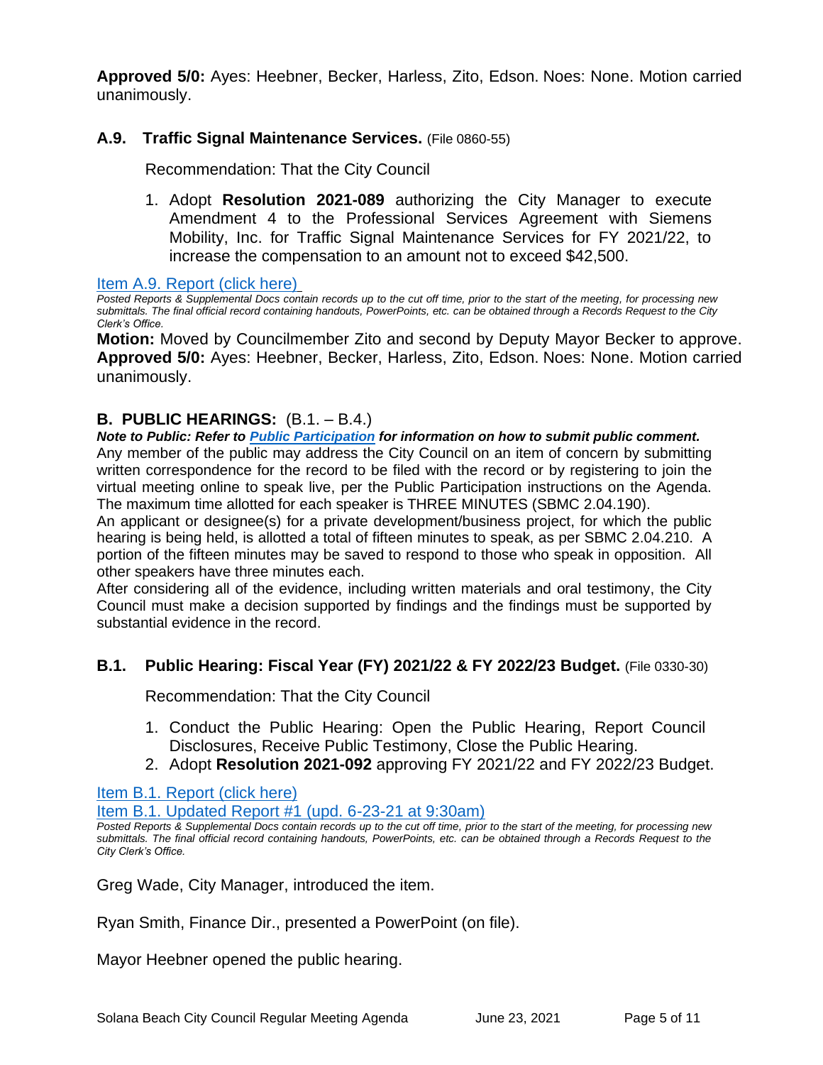**Approved 5/0:** Ayes: Heebner, Becker, Harless, Zito, Edson. Noes: None. Motion carried unanimously.

### A.9. Traffic Signal Maintenance Services. (File 0860-55)

Recommendation: That the City Council

1. Adopt **Resolution 2021-089** authorizing the City Manager to execute Amendment 4 to the Professional Services Agreement with Siemens Mobility, Inc. for Traffic Signal Maintenance Services for FY 2021/22, to increase the compensation to an amount not to exceed $42,500.

Item A.9. Report (click here)

*Posted Reports & Supplemental Docs contain records up to the cut off time, prior to the start of the meeting, for processing new submittals. The final official record containing handouts, PowerPoints, etc. can be obtained through a Records Request to the City Clerk's Office.*

**Motion:** Moved by Councilmember Zito and second by Deputy Mayor Becker to approve. **Approved 5/0:** Ayes: Heebner, Becker, Harless, Zito, Edson. Noes: None. Motion carried unanimously.

## B. PUBLIC HEARINGS: (B.1. – B.4.)

***Note to Public: Refer to Public Participation for information on how to submit public comment.***

Any member of the public may address the City Council on an item of concern by submitting written correspondence for the record to be filed with the record or by registering to join the virtual meeting online to speak live, per the Public Participation instructions on the Agenda. The maximum time allotted for each speaker is THREE MINUTES (SBMC 2.04.190).

An applicant or designee(s) for a private development/business project, for which the public hearing is being held, is allotted a total of fifteen minutes to speak, as per SBMC 2.04.210. A portion of the fifteen minutes may be saved to respond to those who speak in opposition. All other speakers have three minutes each.

After considering all of the evidence, including written materials and oral testimony, the City Council must make a decision supported by findings and the findings must be supported by substantial evidence in the record.

### B.1. Public Hearing: Fiscal Year (FY) 2021/22 & FY 2022/23 Budget. (File 0330-30)

Recommendation: That the City Council

1. Conduct the Public Hearing: Open the Public Hearing, Report Council Disclosures, Receive Public Testimony, Close the Public Hearing.
2. Adopt **Resolution 2021-092** approving FY 2021/22 and FY 2022/23 Budget.

Item B.1. Report (click here)

Item B.1. Updated Report #1 (upd. 6-23-21 at 9:30am)

*Posted Reports & Supplemental Docs contain records up to the cut off time, prior to the start of the meeting, for processing new submittals. The final official record containing handouts, PowerPoints, etc. can be obtained through a Records Request to the City Clerk's Office.*

Greg Wade, City Manager, introduced the item.

Ryan Smith, Finance Dir., presented a PowerPoint (on file).

Mayor Heebner opened the public hearing.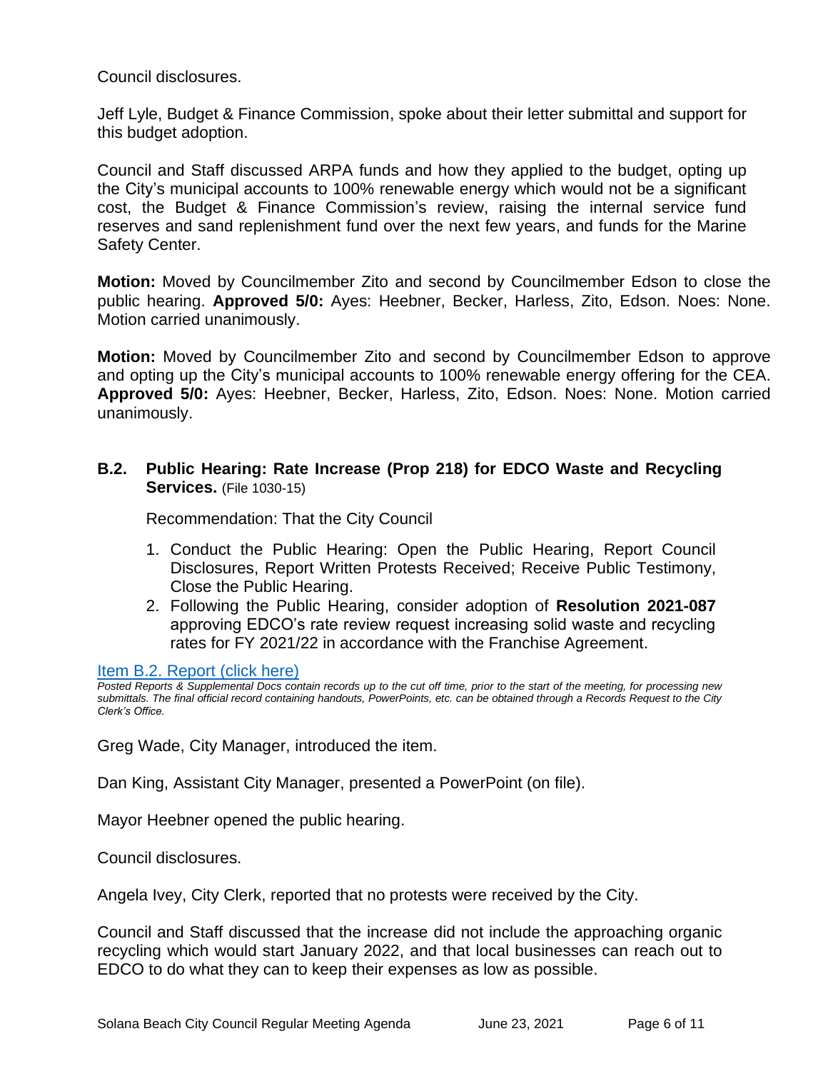Council disclosures.

Jeff Lyle, Budget & Finance Commission, spoke about their letter submittal and support for this budget adoption.

Council and Staff discussed ARPA funds and how they applied to the budget, opting up the City's municipal accounts to 100% renewable energy which would not be a significant cost, the Budget & Finance Commission's review, raising the internal service fund reserves and sand replenishment fund over the next few years, and funds for the Marine Safety Center.

**Motion:** Moved by Councilmember Zito and second by Councilmember Edson to close the public hearing. **Approved 5/0:** Ayes: Heebner, Becker, Harless, Zito, Edson. Noes: None. Motion carried unanimously.

**Motion:** Moved by Councilmember Zito and second by Councilmember Edson to approve and opting up the City's municipal accounts to 100% renewable energy offering for the CEA. **Approved 5/0:** Ayes: Heebner, Becker, Harless, Zito, Edson. Noes: None. Motion carried unanimously.

### B.2. Public Hearing: Rate Increase (Prop 218) for EDCO Waste and Recycling Services. (File 1030-15)

Recommendation: That the City Council

1. Conduct the Public Hearing: Open the Public Hearing, Report Council Disclosures, Report Written Protests Received; Receive Public Testimony, Close the Public Hearing.
2. Following the Public Hearing, consider adoption of **Resolution 2021-087** approving EDCO's rate review request increasing solid waste and recycling rates for FY 2021/22 in accordance with the Franchise Agreement.

Item B.2. Report (click here)

*Posted Reports & Supplemental Docs contain records up to the cut off time, prior to the start of the meeting, for processing new submittals. The final official record containing handouts, PowerPoints, etc. can be obtained through a Records Request to the City Clerk's Office.*

Greg Wade, City Manager, introduced the item.

Dan King, Assistant City Manager, presented a PowerPoint (on file).

Mayor Heebner opened the public hearing.

Council disclosures.

Angela Ivey, City Clerk, reported that no protests were received by the City.

Council and Staff discussed that the increase did not include the approaching organic recycling which would start January 2022, and that local businesses can reach out to EDCO to do what they can to keep their expenses as low as possible.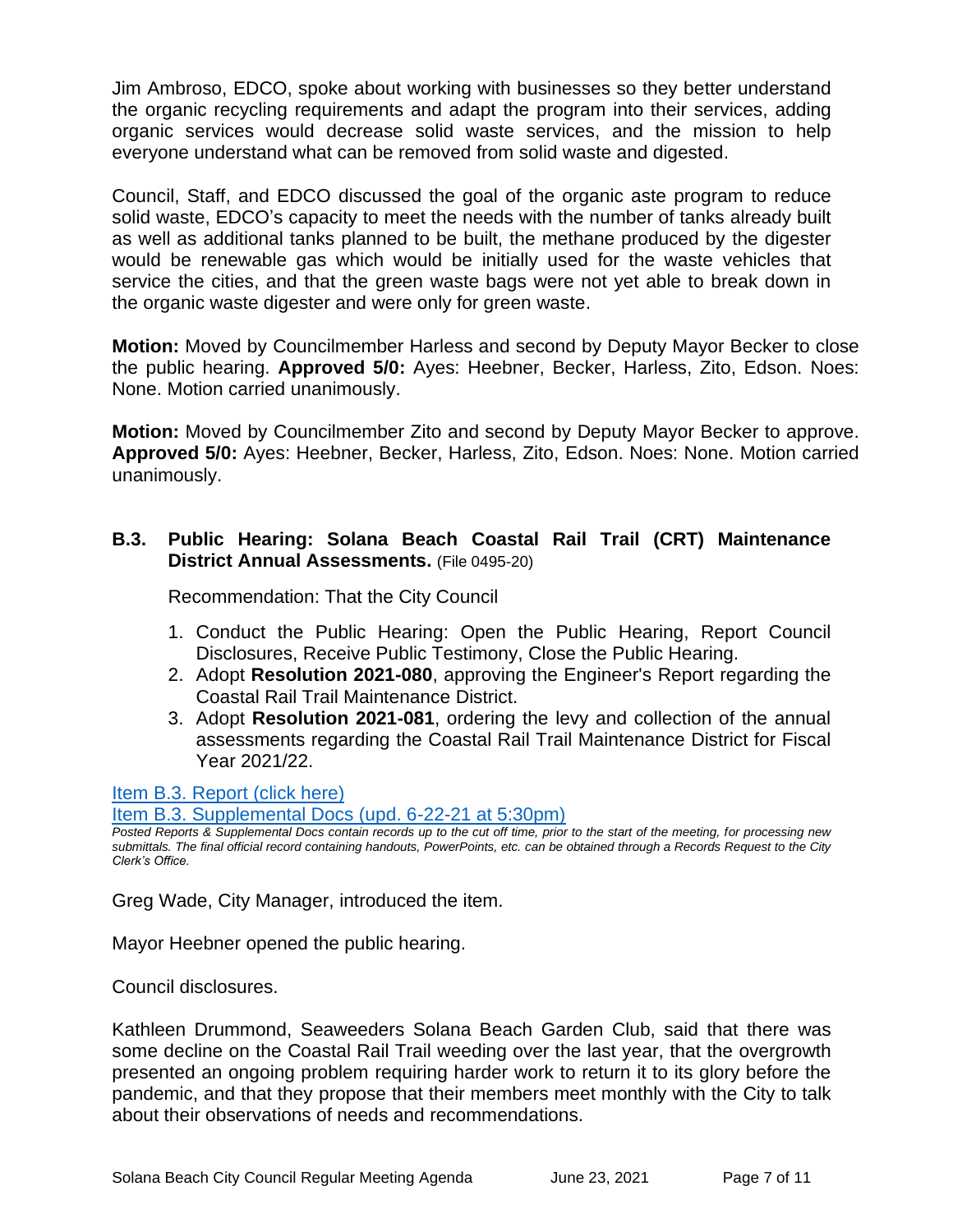Jim Ambroso, EDCO, spoke about working with businesses so they better understand the organic recycling requirements and adapt the program into their services, adding organic services would decrease solid waste services, and the mission to help everyone understand what can be removed from solid waste and digested.

Council, Staff, and EDCO discussed the goal of the organic aste program to reduce solid waste, EDCO's capacity to meet the needs with the number of tanks already built as well as additional tanks planned to be built, the methane produced by the digester would be renewable gas which would be initially used for the waste vehicles that service the cities, and that the green waste bags were not yet able to break down in the organic waste digester and were only for green waste.

**Motion:** Moved by Councilmember Harless and second by Deputy Mayor Becker to close the public hearing. **Approved 5/0:** Ayes: Heebner, Becker, Harless, Zito, Edson. Noes: None. Motion carried unanimously.

**Motion:** Moved by Councilmember Zito and second by Deputy Mayor Becker to approve. **Approved 5/0:** Ayes: Heebner, Becker, Harless, Zito, Edson. Noes: None. Motion carried unanimously.

### B.3. Public Hearing: Solana Beach Coastal Rail Trail (CRT) Maintenance District Annual Assessments. (File 0495-20)

Recommendation: That the City Council

1. Conduct the Public Hearing: Open the Public Hearing, Report Council Disclosures, Receive Public Testimony, Close the Public Hearing.
2. Adopt **Resolution 2021-080**, approving the Engineer's Report regarding the Coastal Rail Trail Maintenance District.
3. Adopt **Resolution 2021-081**, ordering the levy and collection of the annual assessments regarding the Coastal Rail Trail Maintenance District for Fiscal Year 2021/22.

Item B.3. Report (click here)
Item B.3. Supplemental Docs (upd. 6-22-21 at 5:30pm)

*Posted Reports & Supplemental Docs contain records up to the cut off time, prior to the start of the meeting, for processing new submittals. The final official record containing handouts, PowerPoints, etc. can be obtained through a Records Request to the City Clerk's Office.*

Greg Wade, City Manager, introduced the item.

Mayor Heebner opened the public hearing.

Council disclosures.

Kathleen Drummond, Seaweeders Solana Beach Garden Club, said that there was some decline on the Coastal Rail Trail weeding over the last year, that the overgrowth presented an ongoing problem requiring harder work to return it to its glory before the pandemic, and that they propose that their members meet monthly with the City to talk about their observations of needs and recommendations.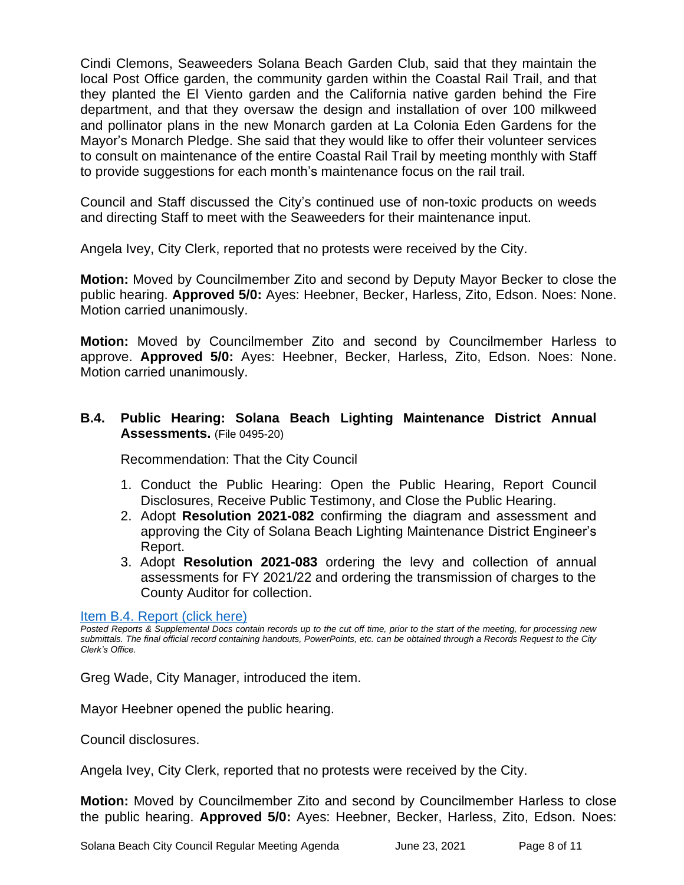Cindi Clemons, Seaweeders Solana Beach Garden Club, said that they maintain the local Post Office garden, the community garden within the Coastal Rail Trail, and that they planted the El Viento garden and the California native garden behind the Fire department, and that they oversaw the design and installation of over 100 milkweed and pollinator plans in the new Monarch garden at La Colonia Eden Gardens for the Mayor's Monarch Pledge. She said that they would like to offer their volunteer services to consult on maintenance of the entire Coastal Rail Trail by meeting monthly with Staff to provide suggestions for each month's maintenance focus on the rail trail.

Council and Staff discussed the City's continued use of non-toxic products on weeds and directing Staff to meet with the Seaweeders for their maintenance input.

Angela Ivey, City Clerk, reported that no protests were received by the City.

**Motion:** Moved by Councilmember Zito and second by Deputy Mayor Becker to close the public hearing. **Approved 5/0:** Ayes: Heebner, Becker, Harless, Zito, Edson. Noes: None. Motion carried unanimously.

**Motion:** Moved by Councilmember Zito and second by Councilmember Harless to approve. **Approved 5/0:** Ayes: Heebner, Becker, Harless, Zito, Edson. Noes: None. Motion carried unanimously.

### B.4. Public Hearing: Solana Beach Lighting Maintenance District Annual Assessments. (File 0495-20)

Recommendation: That the City Council

1. Conduct the Public Hearing: Open the Public Hearing, Report Council Disclosures, Receive Public Testimony, and Close the Public Hearing.
2. Adopt **Resolution 2021-082** confirming the diagram and assessment and approving the City of Solana Beach Lighting Maintenance District Engineer's Report.
3. Adopt **Resolution 2021-083** ordering the levy and collection of annual assessments for FY 2021/22 and ordering the transmission of charges to the County Auditor for collection.

Item B.4. Report (click here)

*Posted Reports & Supplemental Docs contain records up to the cut off time, prior to the start of the meeting, for processing new submittals. The final official record containing handouts, PowerPoints, etc. can be obtained through a Records Request to the City Clerk's Office.*

Greg Wade, City Manager, introduced the item.

Mayor Heebner opened the public hearing.

Council disclosures.

Angela Ivey, City Clerk, reported that no protests were received by the City.

**Motion:** Moved by Councilmember Zito and second by Councilmember Harless to close the public hearing. **Approved 5/0:** Ayes: Heebner, Becker, Harless, Zito, Edson. Noes: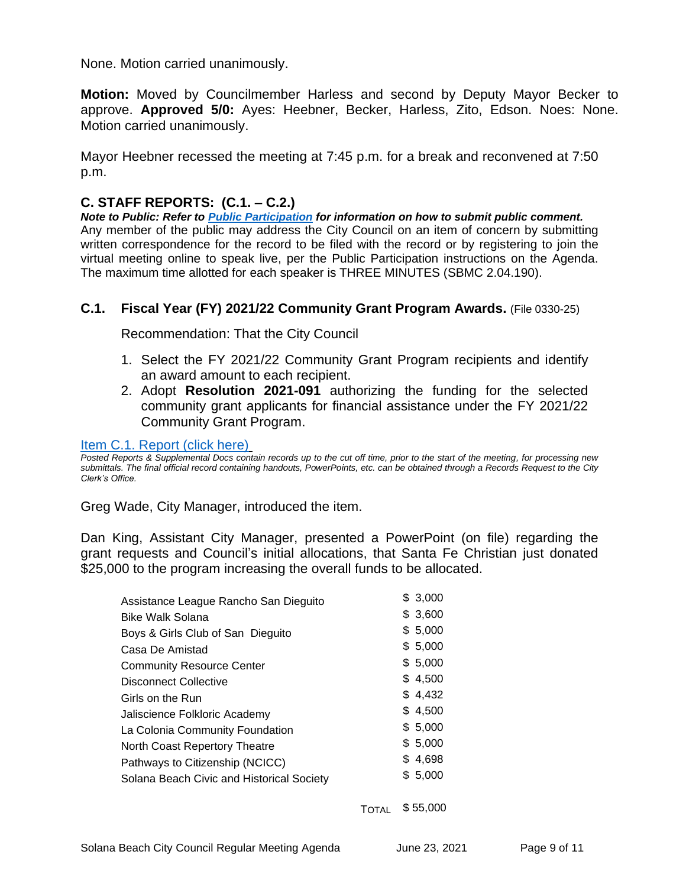None. Motion carried unanimously.

**Motion:** Moved by Councilmember Harless and second by Deputy Mayor Becker to approve. **Approved 5/0:** Ayes: Heebner, Becker, Harless, Zito, Edson. Noes: None. Motion carried unanimously.

Mayor Heebner recessed the meeting at 7:45 p.m. for a break and reconvened at 7:50 p.m.

## C. STAFF REPORTS: (C.1. – C.2.)

***Note to Public: Refer to Public Participation for information on how to submit public comment.***
Any member of the public may address the City Council on an item of concern by submitting written correspondence for the record to be filed with the record or by registering to join the virtual meeting online to speak live, per the Public Participation instructions on the Agenda. The maximum time allotted for each speaker is THREE MINUTES (SBMC 2.04.190).

### C.1. Fiscal Year (FY) 2021/22 Community Grant Program Awards. (File 0330-25)

Recommendation: That the City Council

1. Select the FY 2021/22 Community Grant Program recipients and identify an award amount to each recipient.
2. Adopt **Resolution 2021-091** authorizing the funding for the selected community grant applicants for financial assistance under the FY 2021/22 Community Grant Program.

Item C.1. Report (click here)

*Posted Reports & Supplemental Docs contain records up to the cut off time, prior to the start of the meeting, for processing new submittals. The final official record containing handouts, PowerPoints, etc. can be obtained through a Records Request to the City Clerk's Office.*

Greg Wade, City Manager, introduced the item.

Dan King, Assistant City Manager, presented a PowerPoint (on file) regarding the grant requests and Council's initial allocations, that Santa Fe Christian just donated $25,000 to the program increasing the overall funds to be allocated.

| | |
|---|---|
| Assistance League Rancho San Dieguito | $ 3,000 |
| Bike Walk Solana | $ 3,600 |
| Boys & Girls Club of San Dieguito | $ 5,000 |
| Casa De Amistad | $ 5,000 |
| Community Resource Center | $ 5,000 |
| Disconnect Collective | $ 4,500 |
| Girls on the Run | $ 4,432 |
| Jaliscience Folkloric Academy | $ 4,500 |
| La Colonia Community Foundation | $ 5,000 |
| North Coast Repertory Theatre | $ 5,000 |
| Pathways to Citizenship (NCICC) | $ 4,698 |
| Solana Beach Civic and Historical Society | $ 5,000 |
| TOTAL | $ 55,000 |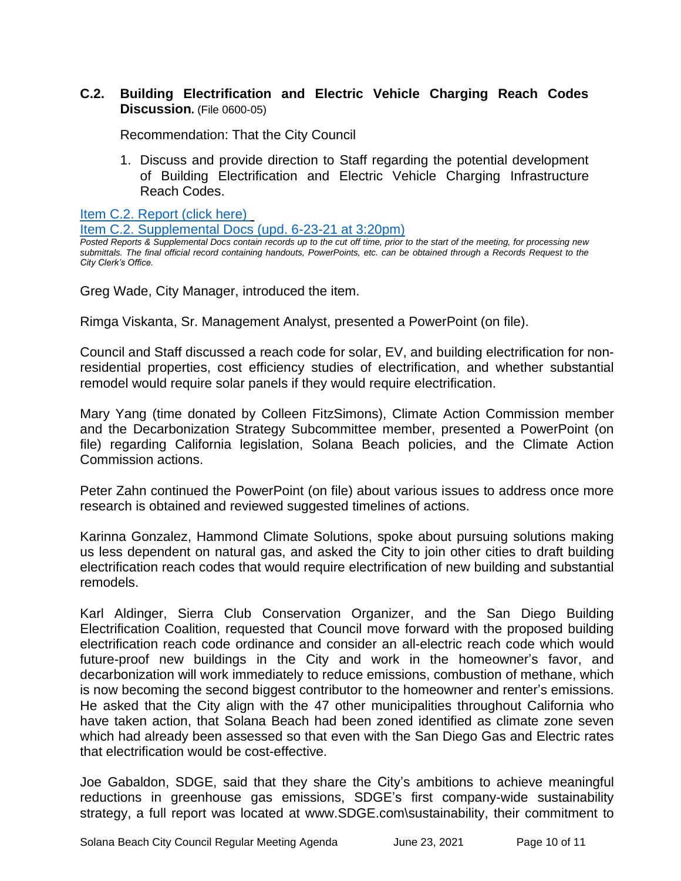**C.2. Building Electrification and Electric Vehicle Charging Reach Codes Discussion.** (File 0600-05)

Recommendation: That the City Council

1. Discuss and provide direction to Staff regarding the potential development of Building Electrification and Electric Vehicle Charging Infrastructure Reach Codes.

[Item C.2. Report (click here)](#)
[Item C.2. Supplemental Docs (upd. 6-23-21 at 3:20pm)](#)

*Posted Reports & Supplemental Docs contain records up to the cut off time, prior to the start of the meeting, for processing new submittals. The final official record containing handouts, PowerPoints, etc. can be obtained through a Records Request to the City Clerk's Office.*

Greg Wade, City Manager, introduced the item.

Rimga Viskanta, Sr. Management Analyst, presented a PowerPoint (on file).

Council and Staff discussed a reach code for solar, EV, and building electrification for non-residential properties, cost efficiency studies of electrification, and whether substantial remodel would require solar panels if they would require electrification.

Mary Yang (time donated by Colleen FitzSimons), Climate Action Commission member and the Decarbonization Strategy Subcommittee member, presented a PowerPoint (on file) regarding California legislation, Solana Beach policies, and the Climate Action Commission actions.

Peter Zahn continued the PowerPoint (on file) about various issues to address once more research is obtained and reviewed suggested timelines of actions.

Karinna Gonzalez, Hammond Climate Solutions, spoke about pursuing solutions making us less dependent on natural gas, and asked the City to join other cities to draft building electrification reach codes that would require electrification of new building and substantial remodels.

Karl Aldinger, Sierra Club Conservation Organizer, and the San Diego Building Electrification Coalition, requested that Council move forward with the proposed building electrification reach code ordinance and consider an all-electric reach code which would future-proof new buildings in the City and work in the homeowner's favor, and decarbonization will work immediately to reduce emissions, combustion of methane, which is now becoming the second biggest contributor to the homeowner and renter's emissions. He asked that the City align with the 47 other municipalities throughout California who have taken action, that Solana Beach had been zoned identified as climate zone seven which had already been assessed so that even with the San Diego Gas and Electric rates that electrification would be cost-effective.

Joe Gabaldon, SDGE, said that they share the City's ambitions to achieve meaningful reductions in greenhouse gas emissions, SDGE's first company-wide sustainability strategy, a full report was located at www.SDGE.com\sustainability, their commitment to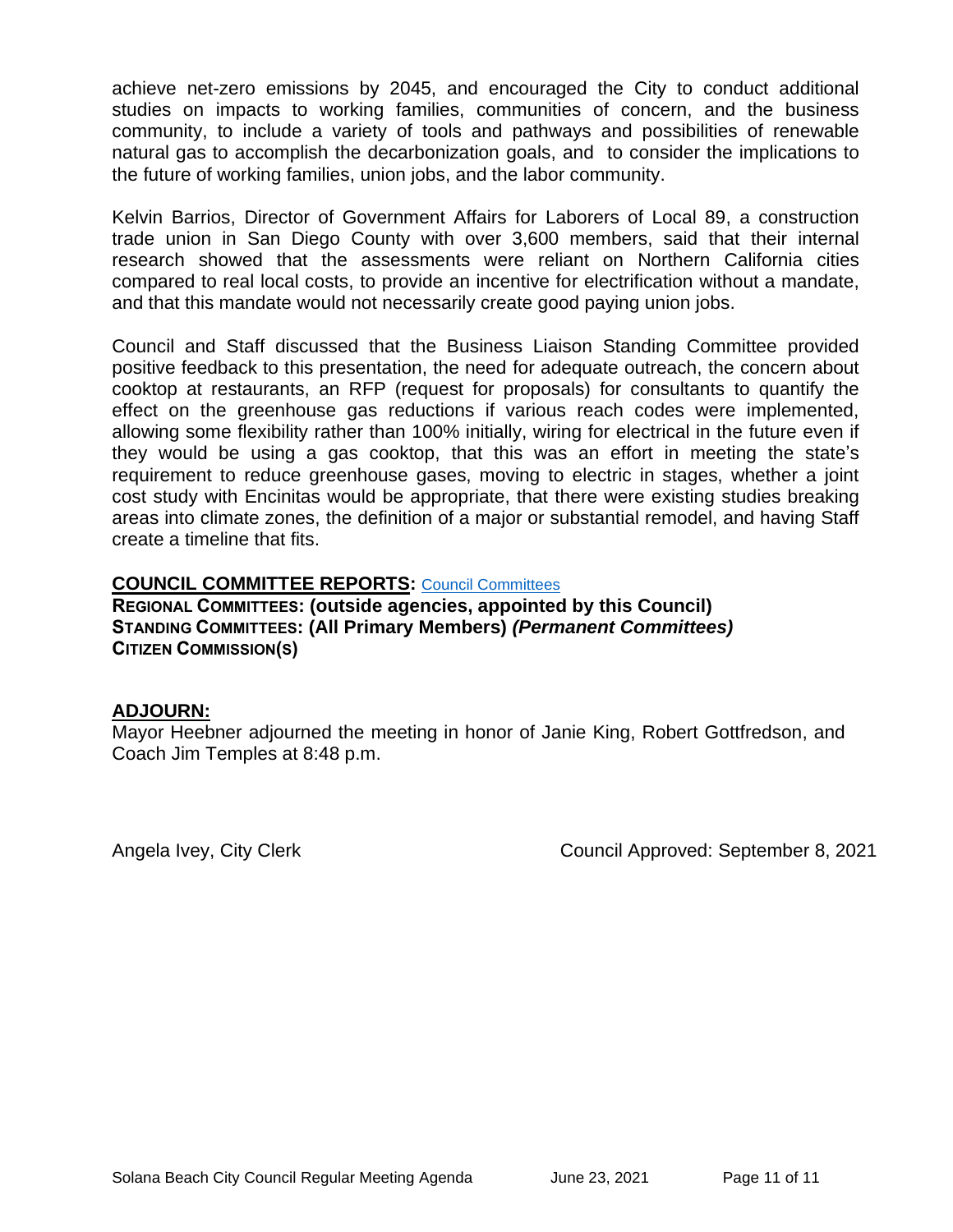achieve net-zero emissions by 2045, and encouraged the City to conduct additional studies on impacts to working families, communities of concern, and the business community, to include a variety of tools and pathways and possibilities of renewable natural gas to accomplish the decarbonization goals, and to consider the implications to the future of working families, union jobs, and the labor community.

Kelvin Barrios, Director of Government Affairs for Laborers of Local 89, a construction trade union in San Diego County with over 3,600 members, said that their internal research showed that the assessments were reliant on Northern California cities compared to real local costs, to provide an incentive for electrification without a mandate, and that this mandate would not necessarily create good paying union jobs.

Council and Staff discussed that the Business Liaison Standing Committee provided positive feedback to this presentation, the need for adequate outreach, the concern about cooktop at restaurants, an RFP (request for proposals) for consultants to quantify the effect on the greenhouse gas reductions if various reach codes were implemented, allowing some flexibility rather than 100% initially, wiring for electrical in the future even if they would be using a gas cooktop, that this was an effort in meeting the state's requirement to reduce greenhouse gases, moving to electric in stages, whether a joint cost study with Encinitas would be appropriate, that there were existing studies breaking areas into climate zones, the definition of a major or substantial remodel, and having Staff create a timeline that fits.

## COUNCIL COMMITTEE REPORTS: Council Committees

**REGIONAL COMMITTEES: (outside agencies, appointed by this Council)**
**STANDING COMMITTEES: (All Primary Members)** ***(Permanent Committees)***
**CITIZEN COMMISSION(S)**

## ADJOURN:

Mayor Heebner adjourned the meeting in honor of Janie King, Robert Gottfredson, and Coach Jim Temples at 8:48 p.m.

Angela Ivey, City Clerk Council Approved: September 8, 2021